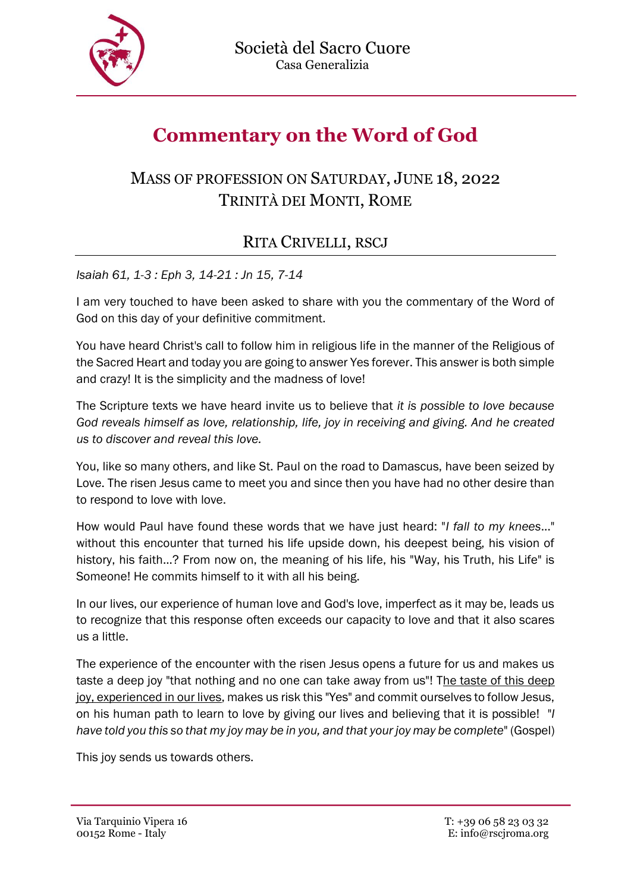Società del Sacro Cuore
Casa Generalizia

# Commentary on the Word of God

## Mass of profession on Saturday, June 18, 2022
## Trinità dei Monti, Rome

## Rita Crivelli, RSCJ

*Isaiah 61, 1-3 : Eph 3, 14-21 : Jn 15, 7-14*

I am very touched to have been asked to share with you the commentary of the Word of God on this day of your definitive commitment.

You have heard Christ's call to follow him in religious life in the manner of the Religious of the Sacred Heart and today you are going to answer Yes forever. This answer is both simple and crazy! It is the simplicity and the madness of love!

The Scripture texts we have heard invite us to believe that *it is possible to love because God reveals himself as love, relationship, life, joy in receiving and giving. And he created us to discover and reveal this love.*

You, like so many others, and like St. Paul on the road to Damascus, have been seized by Love. The risen Jesus came to meet you and since then you have had no other desire than to respond to love with love.

How would Paul have found these words that we have just heard: "*I fall to my knees*..." without this encounter that turned his life upside down, his deepest being, his vision of history, his faith...? From now on, the meaning of his life, his "Way, his Truth, his Life" is Someone! He commits himself to it with all his being.

In our lives, our experience of human love and God's love, imperfect as it may be, leads us to recognize that this response often exceeds our capacity to love and that it also scares us a little.

The experience of the encounter with the risen Jesus opens a future for us and makes us taste a deep joy "that nothing and no one can take away from us"! The taste of this deep joy, experienced in our lives, makes us risk this "Yes" and commit ourselves to follow Jesus, on his human path to learn to love by giving our lives and believing that it is possible! "*I have told you this so that my joy may be in you, and that your joy may be complete*" (Gospel)

This joy sends us towards others.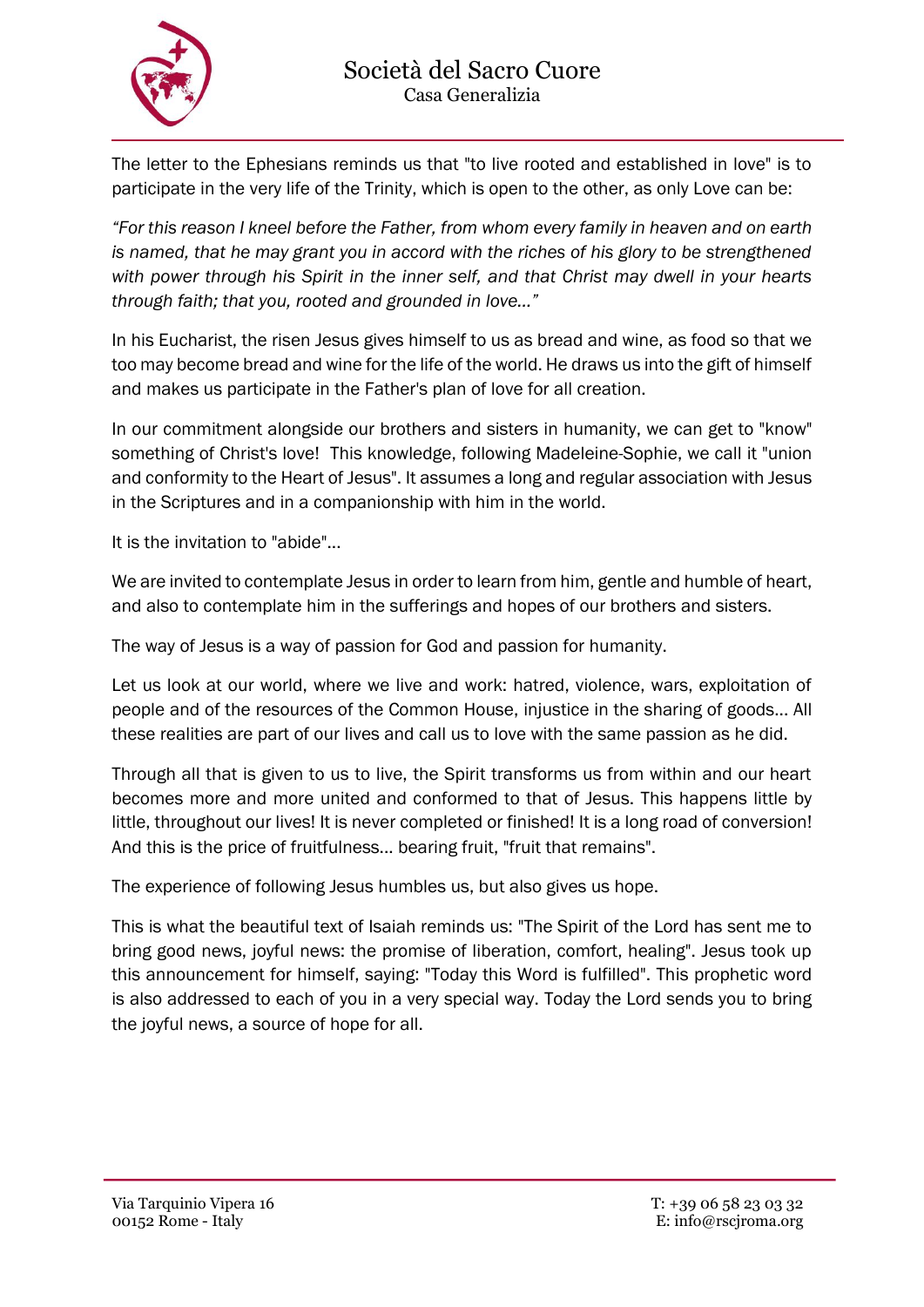The letter to the Ephesians reminds us that "to live rooted and established in love" is to participate in the very life of the Trinity, which is open to the other, as only Love can be:

*"For this reason I kneel before the Father, from whom every family in heaven and on earth is named, that he may grant you in accord with the riches of his glory to be strengthened with power through his Spirit in the inner self, and that Christ may dwell in your hearts through faith; that you, rooted and grounded in love..."*

In his Eucharist, the risen Jesus gives himself to us as bread and wine, as food so that we too may become bread and wine for the life of the world. He draws us into the gift of himself and makes us participate in the Father's plan of love for all creation.

In our commitment alongside our brothers and sisters in humanity, we can get to "know" something of Christ's love! This knowledge, following Madeleine-Sophie, we call it "union and conformity to the Heart of Jesus". It assumes a long and regular association with Jesus in the Scriptures and in a companionship with him in the world.

It is the invitation to "abide"...

We are invited to contemplate Jesus in order to learn from him, gentle and humble of heart, and also to contemplate him in the sufferings and hopes of our brothers and sisters.

The way of Jesus is a way of passion for God and passion for humanity.

Let us look at our world, where we live and work: hatred, violence, wars, exploitation of people and of the resources of the Common House, injustice in the sharing of goods... All these realities are part of our lives and call us to love with the same passion as he did.

Through all that is given to us to live, the Spirit transforms us from within and our heart becomes more and more united and conformed to that of Jesus. This happens little by little, throughout our lives! It is never completed or finished! It is a long road of conversion! And this is the price of fruitfulness... bearing fruit, "fruit that remains".

The experience of following Jesus humbles us, but also gives us hope.

This is what the beautiful text of Isaiah reminds us: "The Spirit of the Lord has sent me to bring good news, joyful news: the promise of liberation, comfort, healing". Jesus took up this announcement for himself, saying: "Today this Word is fulfilled". This prophetic word is also addressed to each of you in a very special way. Today the Lord sends you to bring the joyful news, a source of hope for all.